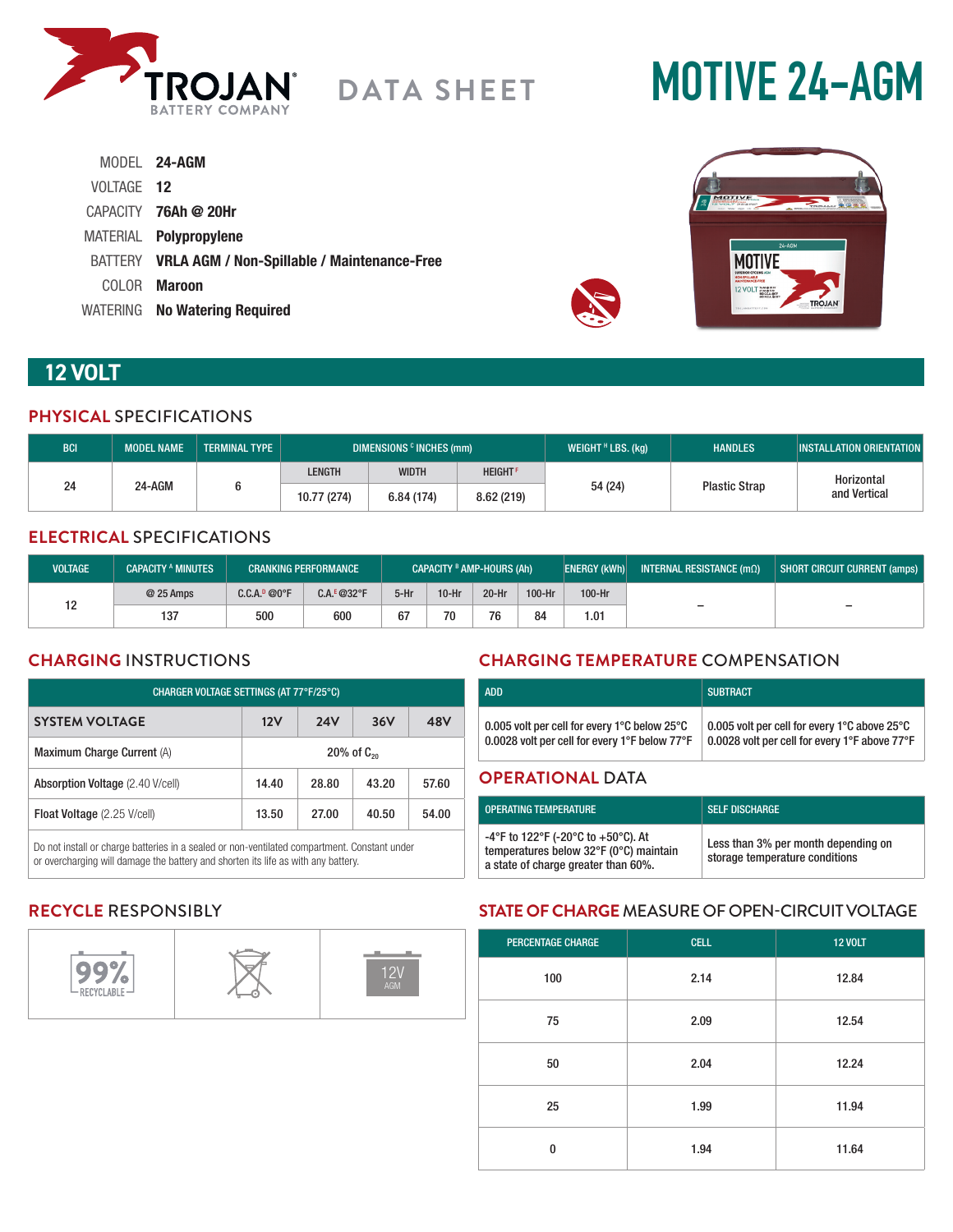# TROJAN BATTERY COMPANY

## DATA SHEET

# MOTIVE 24-AGM

MODEL **24-AGM**
VOLTAGE **12**
CAPACITY **76Ah @ 20Hr**
MATERIAL **Polypropylene**
BATTERY **VRLA AGM / Non-Spillable / Maintenance-Free**
COLOR **Maroon**
WATERING **No Watering Required**

## 12 VOLT

### PHYSICAL SPECIFICATIONS

| BCI | MODEL NAME | TERMINAL TYPE | DIMENSIONS [C] INCHES (mm) | | | WEIGHT [H] LBS. (kg) | HANDLES | INSTALLATION ORIENTATION |
|---|---|---|---|---|---|---|---|---|
| | | | LENGTH | WIDTH | HEIGHT [F] | | | |
| 24 | 24-AGM | 6 | 10.77 (274) | 6.84 (174) | 8.62 (219) | 54 (24) | Plastic Strap | Horizontal and Vertical |

### ELECTRICAL SPECIFICATIONS

| VOLTAGE | CAPACITY [A] MINUTES | CRANKING PERFORMANCE | | CAPACITY [B] AMP-HOURS (Ah) | | | | ENERGY (kWh) | INTERNAL RESISTANCE (mΩ) | SHORT CIRCUIT CURRENT (amps) |
|---|---|---|---|---|---|---|---|---|---|---|
| | @ 25 Amps | C.C.A.[D] @0°F | C.A.[E] @32°F | 5-Hr | 10-Hr | 20-Hr | 100-Hr | 100-Hr | | |
| 12 | 137 | 500 | 600 | 67 | 70 | 76 | 84 | 1.01 | – | – |

### CHARGING INSTRUCTIONS

| CHARGER VOLTAGE SETTINGS (AT 77°F/25°C) | | | | |
|---|---|---|---|---|
| **SYSTEM VOLTAGE** | **12V** | **24V** | **36V** | **48V** |
| Maximum Charge Current (A) | 20% of $C_{20}$ | | | |
| Absorption Voltage (2.40 V/cell) | 14.40 | 28.80 | 43.20 | 57.60 |
| Float Voltage (2.25 V/cell) | 13.50 | 27.00 | 40.50 | 54.00 |

Do not install or charge batteries in a sealed or non-ventilated compartment. Constant under or overcharging will damage the battery and shorten its life as with any battery.

### CHARGING TEMPERATURE COMPENSATION

| ADD | SUBTRACT |
|---|---|
| 0.005 volt per cell for every 1°C below 25°C<br>0.0028 volt per cell for every 1°F below 77°F | 0.005 volt per cell for every 1°C above 25°C<br>0.0028 volt per cell for every 1°F above 77°F |

### OPERATIONAL DATA

| OPERATING TEMPERATURE | SELF DISCHARGE |
|---|---|
| -4°F to 122°F (-20°C to +50°C). At temperatures below 32°F (0°C) maintain a state of charge greater than 60%. | Less than 3% per month depending on storage temperature conditions |

### RECYCLE RESPONSIBLY

99% RECYCLABLE | 12V AGM

### STATE OF CHARGE MEASURE OF OPEN-CIRCUIT VOLTAGE

| PERCENTAGE CHARGE | CELL | 12 VOLT |
|---|---|---|
| 100 | 2.14 | 12.84 |
| 75 | 2.09 | 12.54 |
| 50 | 2.04 | 12.24 |
| 25 | 1.99 | 11.94 |
| 0 | 1.94 | 11.64 |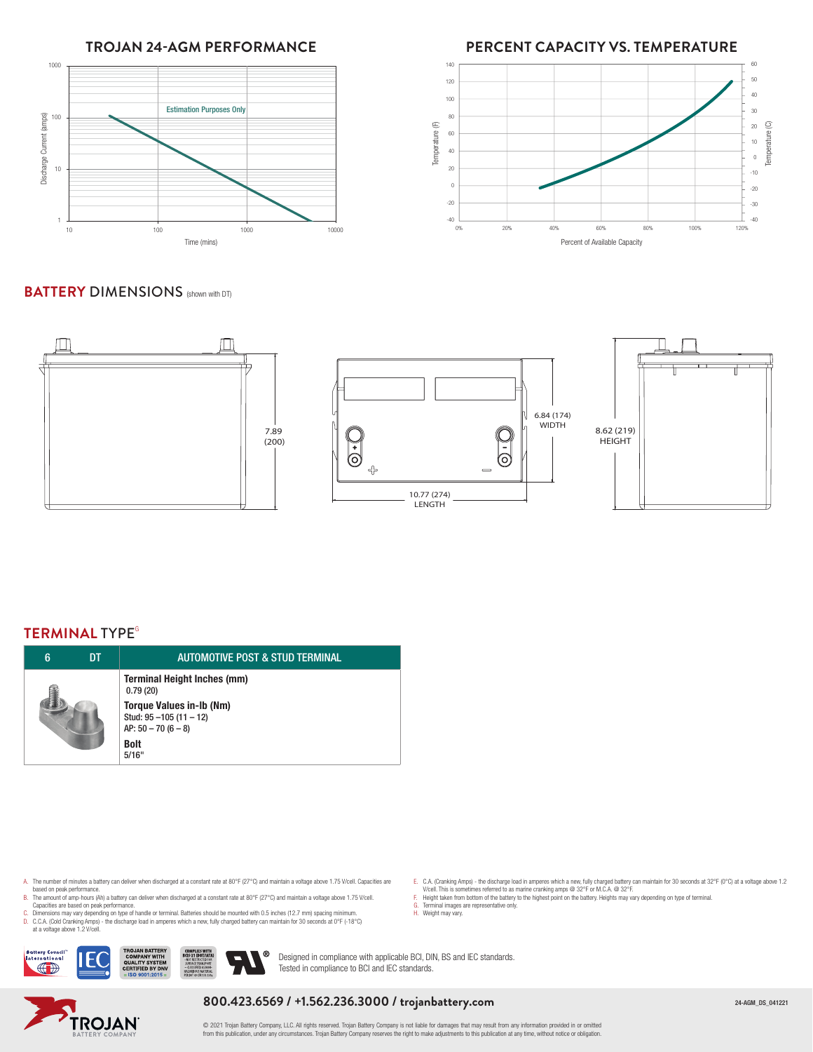## TROJAN 24-AGM PERFORMANCE

1000
100
10
1
Discharge Current (amps)
Estimation Purposes Only
10
100
1000
10000
Time (mins)

## PERCENT CAPACITY VS. TEMPERATURE

140
120
100
80
60
40
20
0
-20
-40
Temperature (F)
60
50
40
30
20
10
0
-10
-20
-30
-40
Temperature (C)
0%
20%
40%
60%
80%
100%
120%
Percent of Available Capacity

## BATTERY DIMENSIONS (shown with DT)

7.89 (200)

6.84 (174) WIDTH

10.77 (274) LENGTH

8.62 (219) HEIGHT

## TERMINAL TYPE[G]

| 6 | DT | AUTOMOTIVE POST & STUD TERMINAL |
|---|---|---|
| | | **Terminal Height Inches (mm)** 0.79 (20) **Torque Values in-lb (Nm)** Stud: 95 –105 (11 – 12) AP: 50 – 70 (6 – 8) **Bolt** 5/16" |

A. The number of minutes a battery can deliver when discharged at a constant rate at 80°F (27°C) and maintain a voltage above 1.75 V/cell. Capacities are based on peak performance.
B. The amount of amp-hours (Ah) a battery can deliver when discharged at a constant rate at 80°F (27°C) and maintain a voltage above 1.75 V/cell. Capacities are based on peak performance.
C. Dimensions may vary depending on type of handle or terminal. Batteries should be mounted with 0.5 inches (12.7 mm) spacing minimum.
D. C.C.A. (Cold Cranking Amps) - the discharge load in amperes which a new, fully charged battery can maintain for 30 seconds at 0°F (-18°C) at a voltage above 1.2 V/cell.
E. C.A. (Cranking Amps) - the discharge load in amperes which a new, fully charged battery can maintain for 30 seconds at 32°F (0°C) at a voltage above 1.2 V/cell. This is sometimes referred to as marine cranking amps @ 32°F or M.C.A. @ 32°F.
F. Height taken from bottom of the battery to the highest point on the battery. Heights may vary depending on type of terminal.
G. Terminal images are representative only.
H. Weight may vary.

TROJAN BATTERY COMPANY WITH QUALITY SYSTEM CERTIFIED BY DNV = ISO 9001:2015 =

Designed in compliance with applicable BCI, DIN, BS and IEC standards.
Tested in compliance to BCI and IEC standards.

**800.423.6569 / +1.562.236.3000 / trojanbattery.com**

24-AGM_DS_041221

© 2021 Trojan Battery Company, LLC. All rights reserved. Trojan Battery Company is not liable for damages that may result from any information provided in or omitted from this publication, under any circumstances. Trojan Battery Company reserves the right to make adjustments to this publication at any time, without notice or obligation.